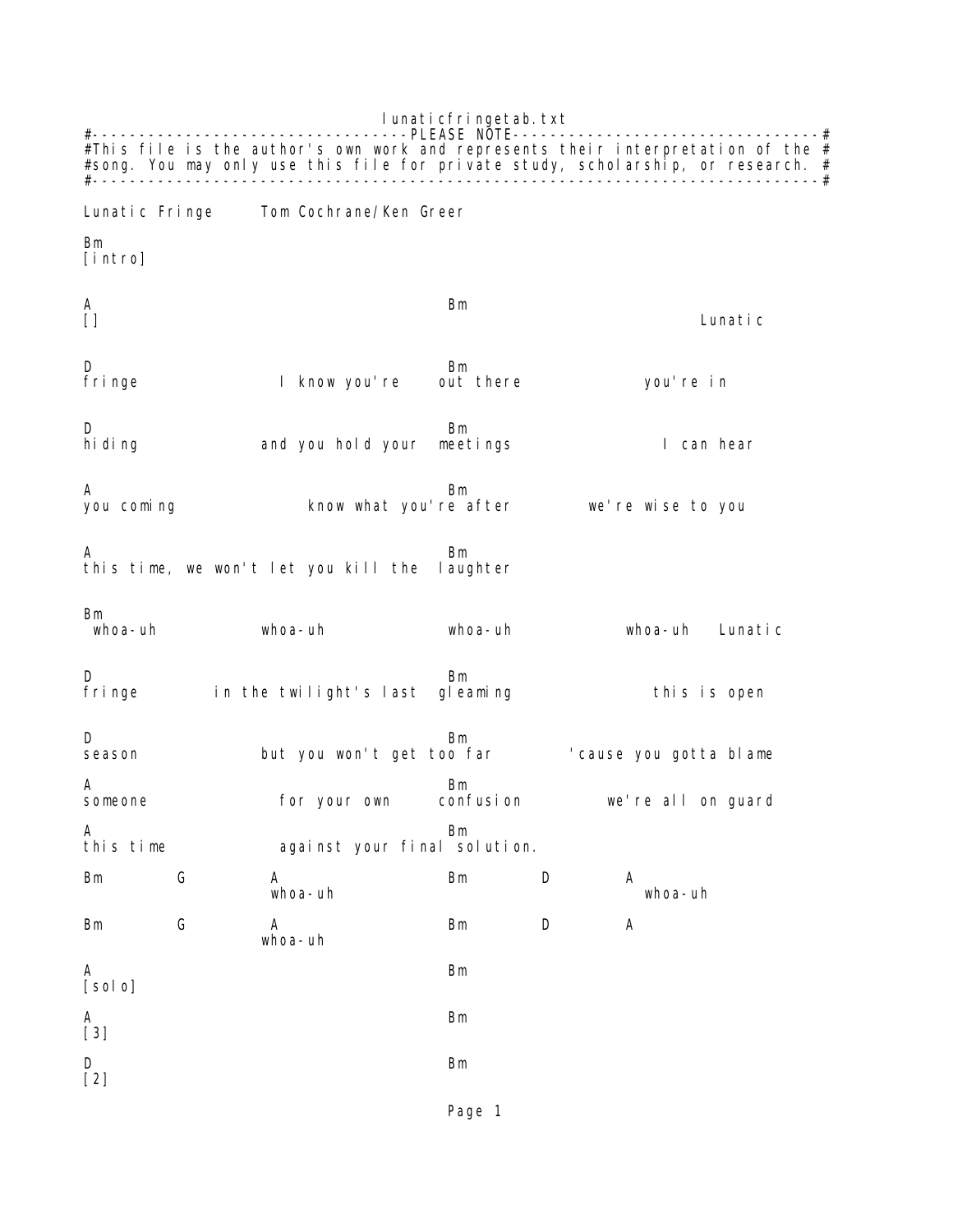lunaticfringetab.txt

```
#----------------------------------PLEASE NOTE---------------------------------#
#This file is the author's own work and represents their interpretation of the #
#song. You may only use this file for private study, scholarship, or research. #
#------------------------------------------------------------------------------#

Lunatic Fringe     Tom Cochrane/Ken Greer

Bm
[intro]


A                                     Bm
[]                                                                  Lunatic


D                                     Bm
fringe            I know you're     out there             you're in


D                                     Bm
hiding          and you hold your  meetings               I can hear


A                                     Bm
you coming             know what you're after        we're wise to you


A                                     Bm
this time, we won't let you kill the  laughter


Bm
 whoa-uh          whoa-uh             whoa-uh            whoa-uh   Lunatic


D                                     Bm
fringe       in the twilight's last  gleaming              this is open


D                                     Bm
season          but you won't get too far       'cause you gotta blame

A                                     Bm
someone            for your own     confusion        we're all on guard

A                                     Bm
this time          against your final solution.

Bm        G        A                  Bm        D        A
                   whoa-uh                                  whoa-uh

Bm        G        A                  Bm        D        A
                   whoa-uh

A                                     Bm
[solo]

A                                     Bm
[3]

D                                     Bm
[2]
```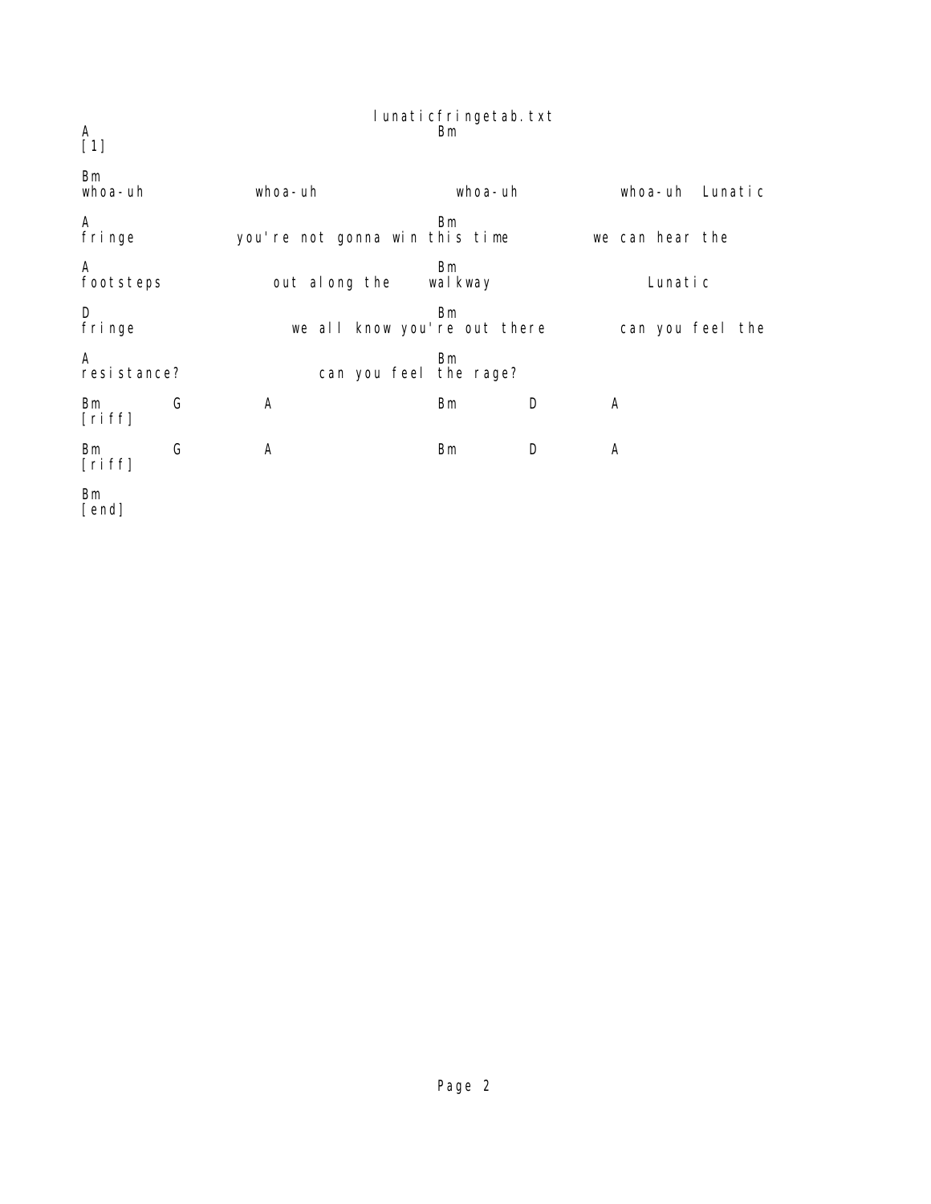```
A                                        Bm
[1]

Bm
whoa-uh            whoa-uh              whoa-uh            whoa-uh  Lunatic

A                                        Bm
fringe          you're not gonna win this time          we can hear the

A                                        Bm
footsteps            out along the    walkway                  Lunatic

D                                        Bm
fringe                we all know you're out there        can you feel the

A                                        Bm
resistance?              can you feel the rage?

Bm        G        A                     Bm        D        A
[riff]

Bm        G        A                     Bm        D        A
[riff]

Bm
[end]
```